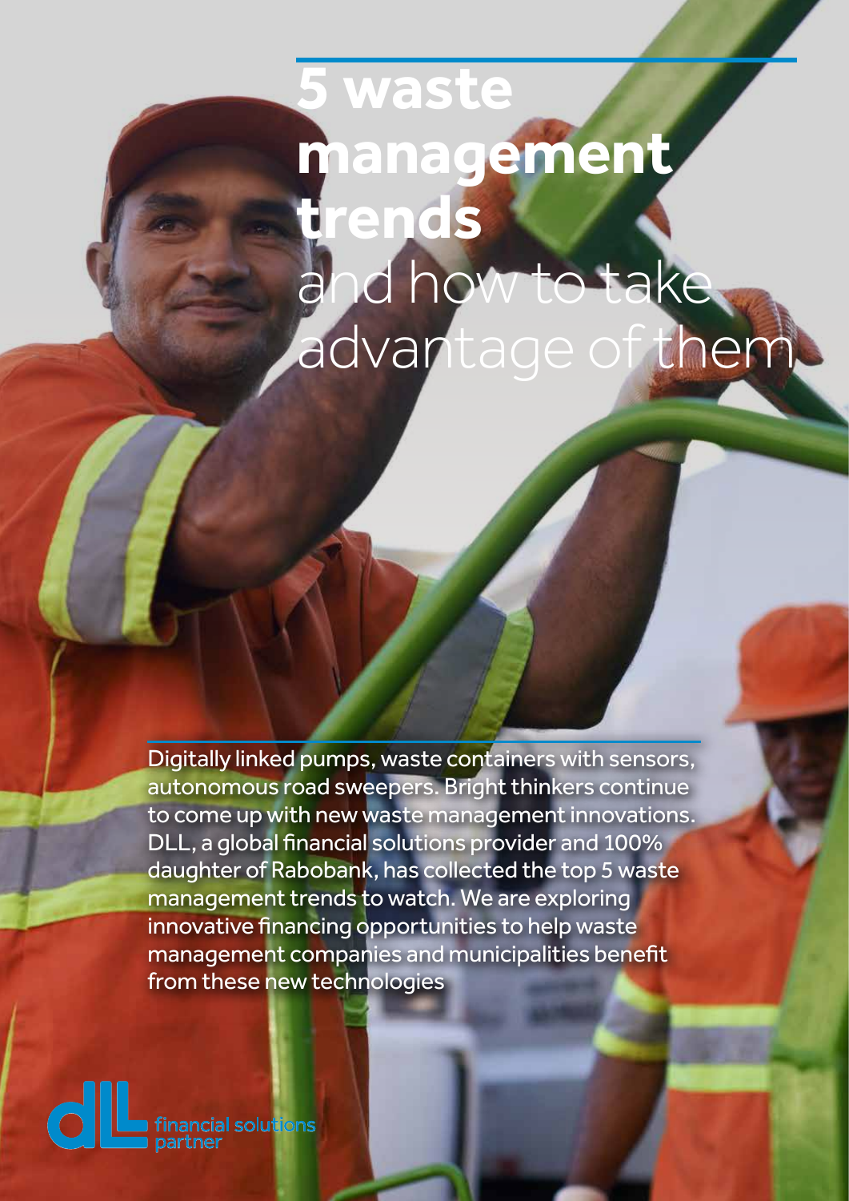# 5 waste management trends and how to take advantage of them

Digitally linked pumps, waste containers with sensors, autonomous road sweepers. Bright thinkers continue to come up with new waste management innovations. DLL, a global financial solutions provider and 100% daughter of Rabobank, has collected the top 5 waste management trends to watch. We are exploring innovative financing opportunities to help waste management companies and municipalities benefit from these new technologies

financial solutions partner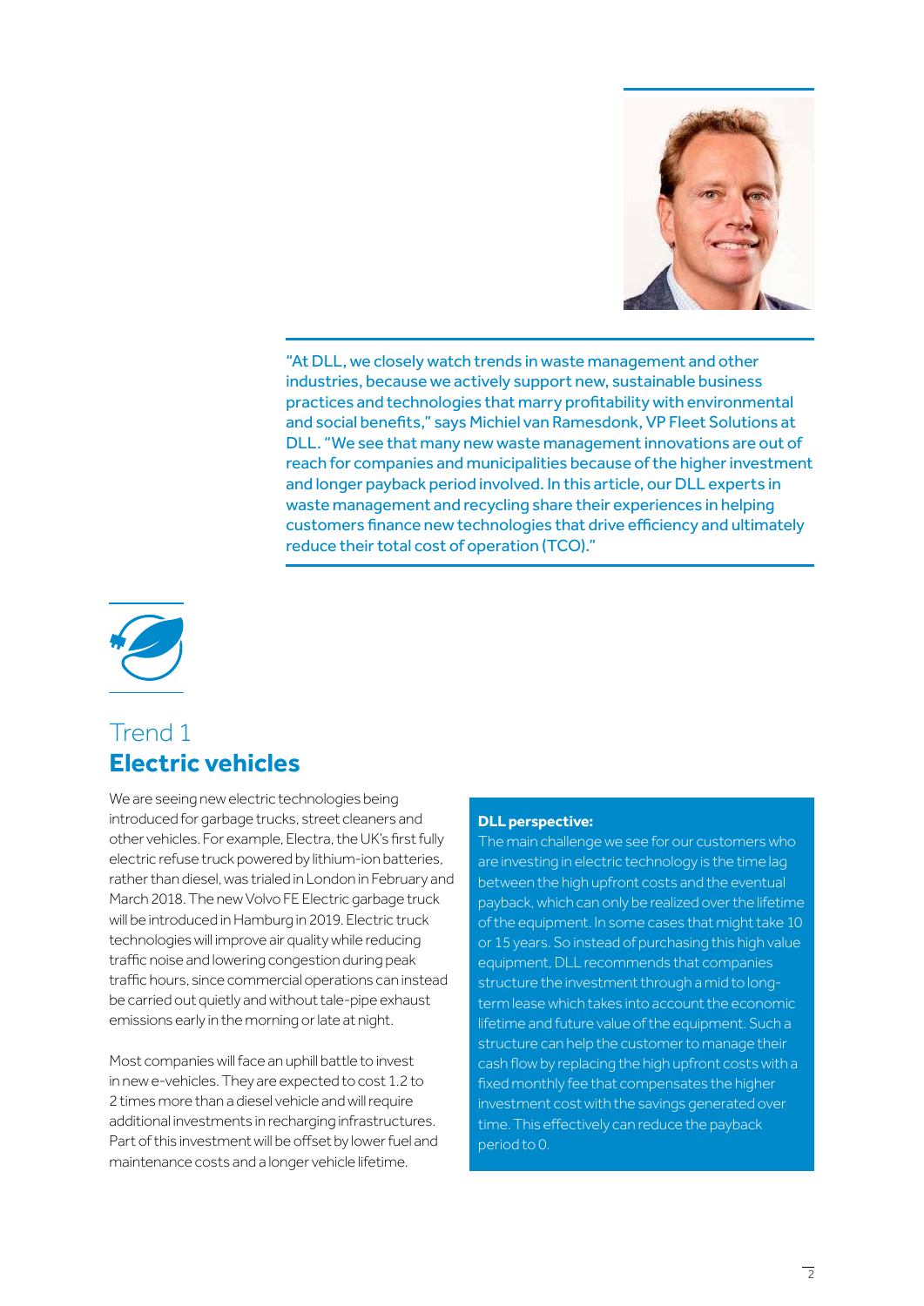"At DLL, we closely watch trends in waste management and other industries, because we actively support new, sustainable business practices and technologies that marry profitability with environmental and social benefits," says Michiel van Ramesdonk, VP Fleet Solutions at DLL. "We see that many new waste management innovations are out of reach for companies and municipalities because of the higher investment and longer payback period involved. In this article, our DLL experts in waste management and recycling share their experiences in helping customers finance new technologies that drive efficiency and ultimately reduce their total cost of operation (TCO)."

## Trend 1
## **Electric vehicles**

We are seeing new electric technologies being introduced for garbage trucks, street cleaners and other vehicles. For example, Electra, the UK's first fully electric refuse truck powered by lithium-ion batteries, rather than diesel, was trialed in London in February and March 2018. The new Volvo FE Electric garbage truck will be introduced in Hamburg in 2019. Electric truck technologies will improve air quality while reducing traffic noise and lowering congestion during peak traffic hours, since commercial operations can instead be carried out quietly and without tale-pipe exhaust emissions early in the morning or late at night.

Most companies will face an uphill battle to invest in new e-vehicles. They are expected to cost 1.2 to 2 times more than a diesel vehicle and will require additional investments in recharging infrastructures. Part of this investment will be offset by lower fuel and maintenance costs and a longer vehicle lifetime.

**DLL perspective:**

The main challenge we see for our customers who are investing in electric technology is the time lag between the high upfront costs and the eventual payback, which can only be realized over the lifetime of the equipment. In some cases that might take 10 or 15 years. So instead of purchasing this high value equipment, DLL recommends that companies structure the investment through a mid to long-term lease which takes into account the economic lifetime and future value of the equipment. Such a structure can help the customer to manage their cash flow by replacing the high upfront costs with a fixed monthly fee that compensates the higher investment cost with the savings generated over time. This effectively can reduce the payback period to 0.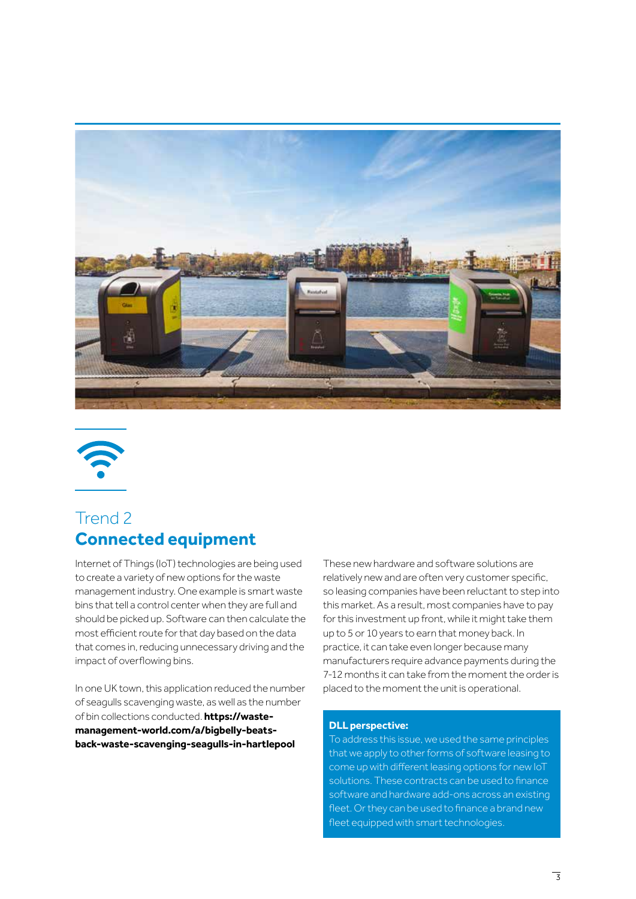Trend 2

## Connected equipment

Internet of Things (IoT) technologies are being used to create a variety of new options for the waste management industry. One example is smart waste bins that tell a control center when they are full and should be picked up. Software can then calculate the most efficient route for that day based on the data that comes in, reducing unnecessary driving and the impact of overflowing bins.

In one UK town, this application reduced the number of seagulls scavenging waste, as well as the number of bin collections conducted. **https://waste-management-world.com/a/bigbelly-beats-back-waste-scavenging-seagulls-in-hartlepool**

These new hardware and software solutions are relatively new and are often very customer specific, so leasing companies have been reluctant to step into this market. As a result, most companies have to pay for this investment up front, while it might take them up to 5 or 10 years to earn that money back. In practice, it can take even longer because many manufacturers require advance payments during the 7-12 months it can take from the moment the order is placed to the moment the unit is operational.

**DLL perspective:**
To address this issue, we used the same principles that we apply to other forms of software leasing to come up with different leasing options for new IoT solutions. These contracts can be used to finance software and hardware add-ons across an existing fleet. Or they can be used to finance a brand new fleet equipped with smart technologies.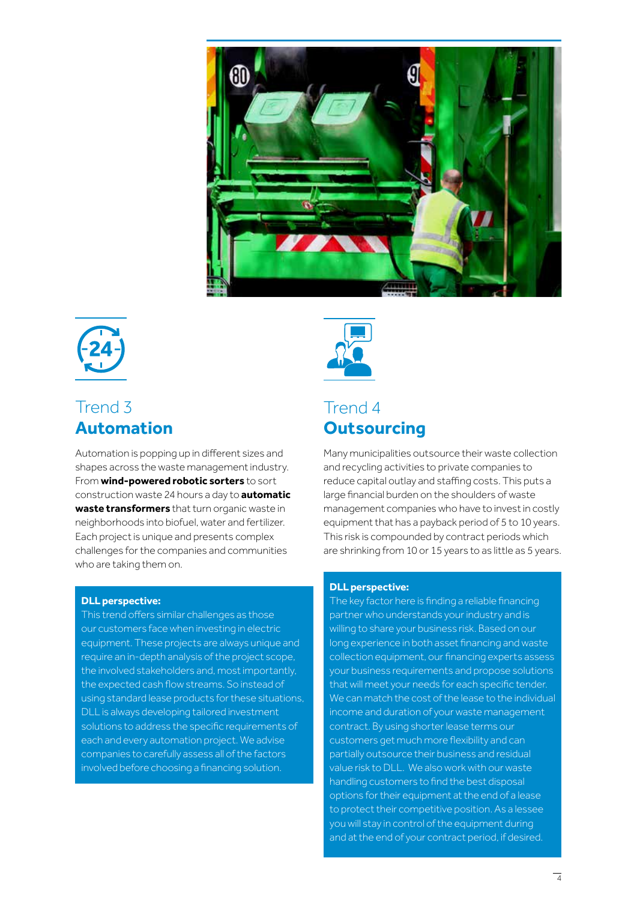## Trend 3
## **Automation**

Automation is popping up in different sizes and shapes across the waste management industry. From **wind-powered robotic sorters** to sort construction waste 24 hours a day to **automatic waste transformers** that turn organic waste in neighborhoods into biofuel, water and fertilizer. Each project is unique and presents complex challenges for the companies and communities who are taking them on.

**DLL perspective:**
This trend offers similar challenges as those our customers face when investing in electric equipment. These projects are always unique and require an in-depth analysis of the project scope, the involved stakeholders and, most importantly, the expected cash flow streams. So instead of using standard lease products for these situations, DLL is always developing tailored investment solutions to address the specific requirements of each and every automation project. We advise companies to carefully assess all of the factors involved before choosing a financing solution.

## Trend 4
## **Outsourcing**

Many municipalities outsource their waste collection and recycling activities to private companies to reduce capital outlay and staffing costs. This puts a large financial burden on the shoulders of waste management companies who have to invest in costly equipment that has a payback period of 5 to 10 years. This risk is compounded by contract periods which are shrinking from 10 or 15 years to as little as 5 years.

**DLL perspective:**
The key factor here is finding a reliable financing partner who understands your industry and is willing to share your business risk. Based on our long experience in both asset financing and waste collection equipment, our financing experts assess your business requirements and propose solutions that will meet your needs for each specific tender. We can match the cost of the lease to the individual income and duration of your waste management contract. By using shorter lease terms our customers get much more flexibility and can partially outsource their business and residual value risk to DLL. We also work with our waste handling customers to find the best disposal options for their equipment at the end of a lease to protect their competitive position. As a lessee you will stay in control of the equipment during and at the end of your contract period, if desired.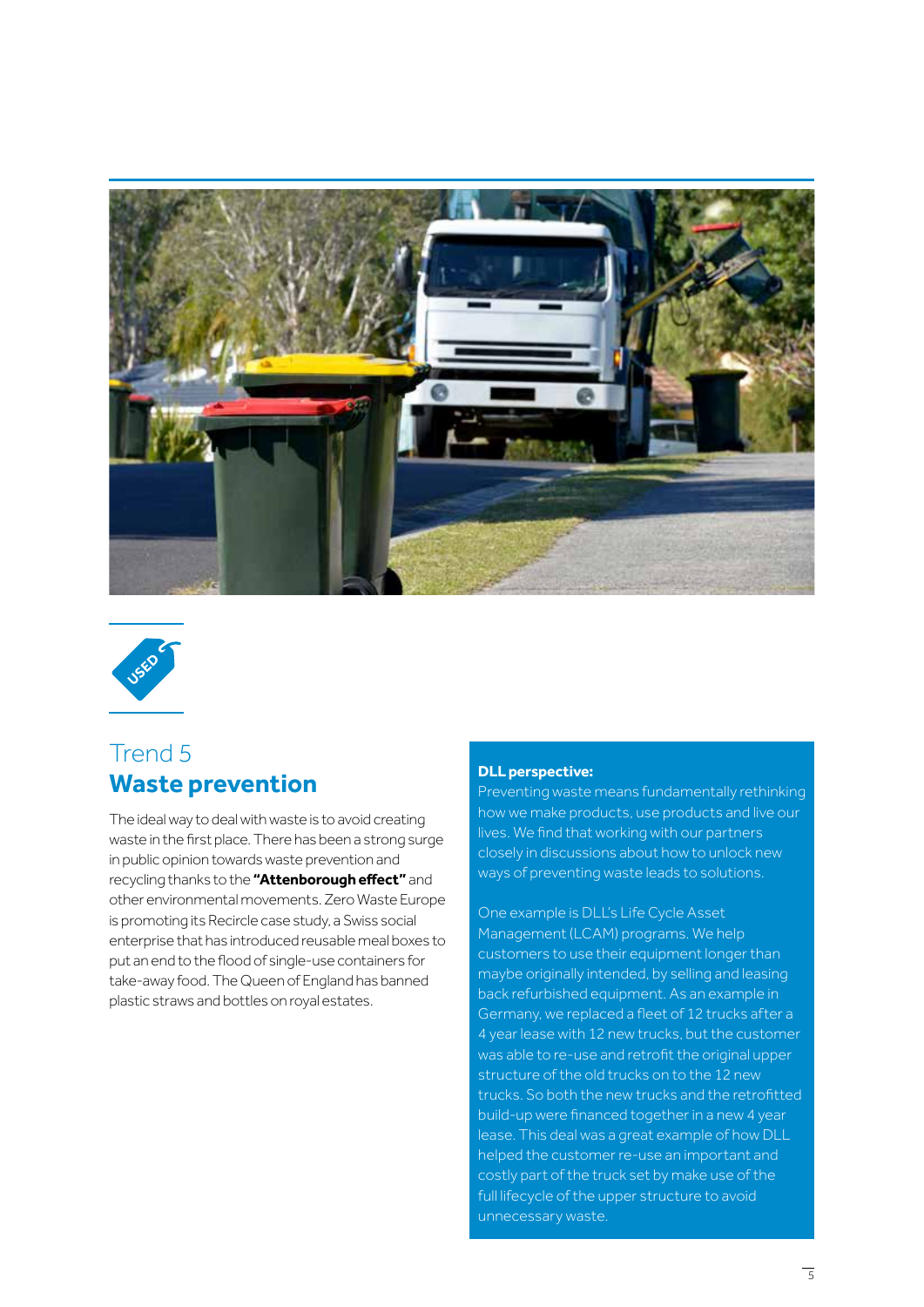## Trend 5
# Waste prevention

The ideal way to deal with waste is to avoid creating waste in the first place. There has been a strong surge in public opinion towards waste prevention and recycling thanks to the **"Attenborough effect"** and other environmental movements. Zero Waste Europe is promoting its Recircle case study, a Swiss social enterprise that has introduced reusable meal boxes to put an end to the flood of single-use containers for take-away food. The Queen of England has banned plastic straws and bottles on royal estates.

**DLL perspective:**
Preventing waste means fundamentally rethinking how we make products, use products and live our lives. We find that working with our partners closely in discussions about how to unlock new ways of preventing waste leads to solutions.

One example is DLL's Life Cycle Asset Management (LCAM) programs. We help customers to use their equipment longer than maybe originally intended, by selling and leasing back refurbished equipment. As an example in Germany, we replaced a fleet of 12 trucks after a 4 year lease with 12 new trucks, but the customer was able to re-use and retrofit the original upper structure of the old trucks on to the 12 new trucks. So both the new trucks and the retrofitted build-up were financed together in a new 4 year lease. This deal was a great example of how DLL helped the customer re-use an important and costly part of the truck set by make use of the full lifecycle of the upper structure to avoid unnecessary waste.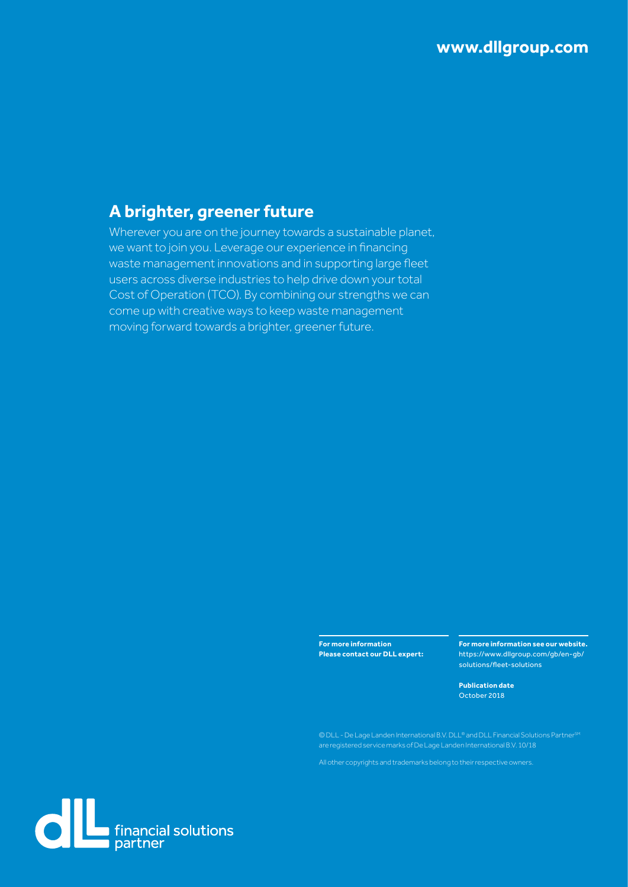www.dllgroup.com

## A brighter, greener future

Wherever you are on the journey towards a sustainable planet, we want to join you. Leverage our experience in financing waste management innovations and in supporting large fleet users across diverse industries to help drive down your total Cost of Operation (TCO). By combining our strengths we can come up with creative ways to keep waste management moving forward towards a brighter, greener future.

**For more information**
**Please contact our DLL expert:**

**For more information see our website.**
https://www.dllgroup.com/gb/en-gb/solutions/fleet-solutions

**Publication date**
October 2018

© DLL - De Lage Landen International B.V. DLL® and DLL Financial Solutions Partner℠ are registered service marks of De Lage Landen International B.V. 10/18

All other copyrights and trademarks belong to their respective owners.

financial solutions partner